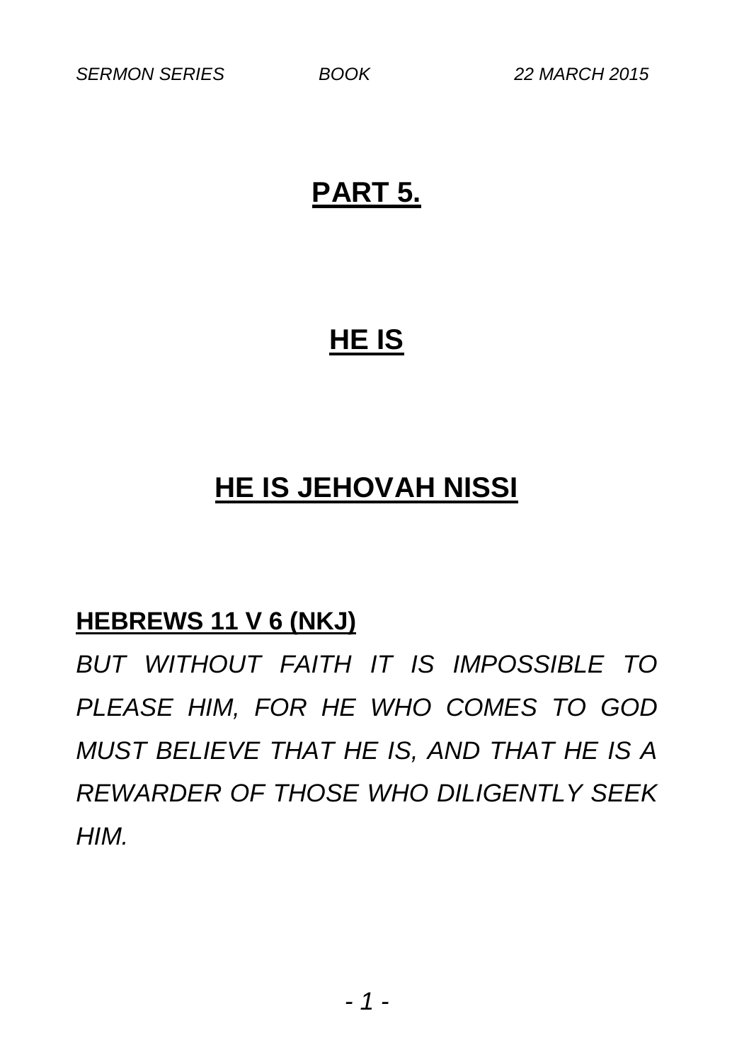# PART 5.

# HE IS

# HE IS JEHOVAH NISSI

**HEBREWS 11 V 6 (NKJ)**

*BUT WITHOUT FAITH IT IS IMPOSSIBLE TO PLEASE HIM, FOR HE WHO COMES TO GOD MUST BELIEVE THAT HE IS, AND THAT HE IS A REWARDER OF THOSE WHO DILIGENTLY SEEK HIM.*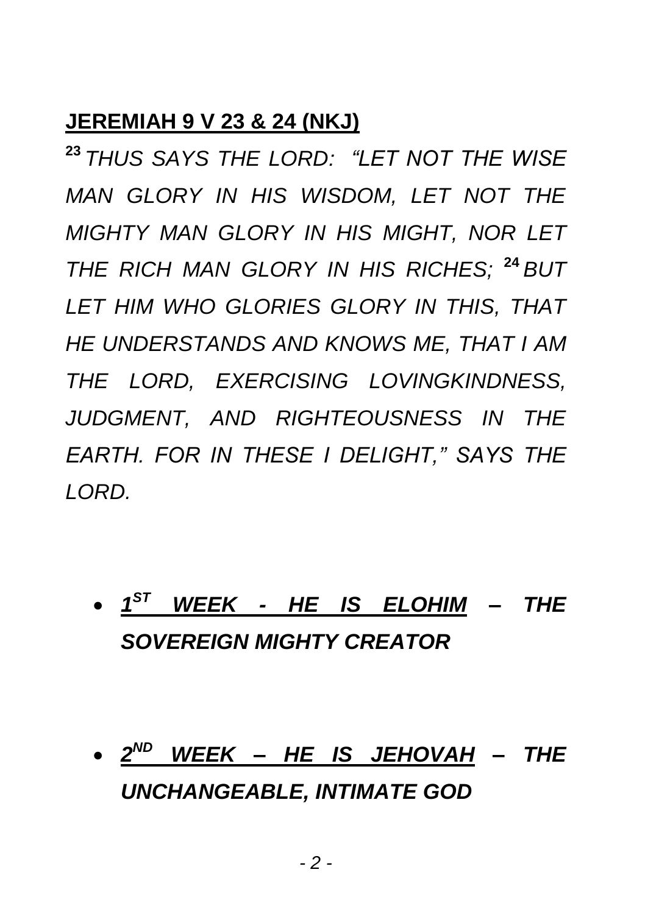**JEREMIAH 9 V 23 & 24 (NKJ)**

[23] *THUS SAYS THE LORD: "LET NOT THE WISE MAN GLORY IN HIS WISDOM, LET NOT THE MIGHTY MAN GLORY IN HIS MIGHT, NOR LET THE RICH MAN GLORY IN HIS RICHES;* [24] *BUT LET HIM WHO GLORIES GLORY IN THIS, THAT HE UNDERSTANDS AND KNOWS ME, THAT I AM THE LORD, EXERCISING LOVINGKINDNESS, JUDGMENT, AND RIGHTEOUSNESS IN THE EARTH. FOR IN THESE I DELIGHT," SAYS THE LORD.*

- ***1ST WEEK - HE IS ELOHIM – THE SOVEREIGN MIGHTY CREATOR***

- ***2ND WEEK – HE IS JEHOVAH – THE UNCHANGEABLE, INTIMATE GOD***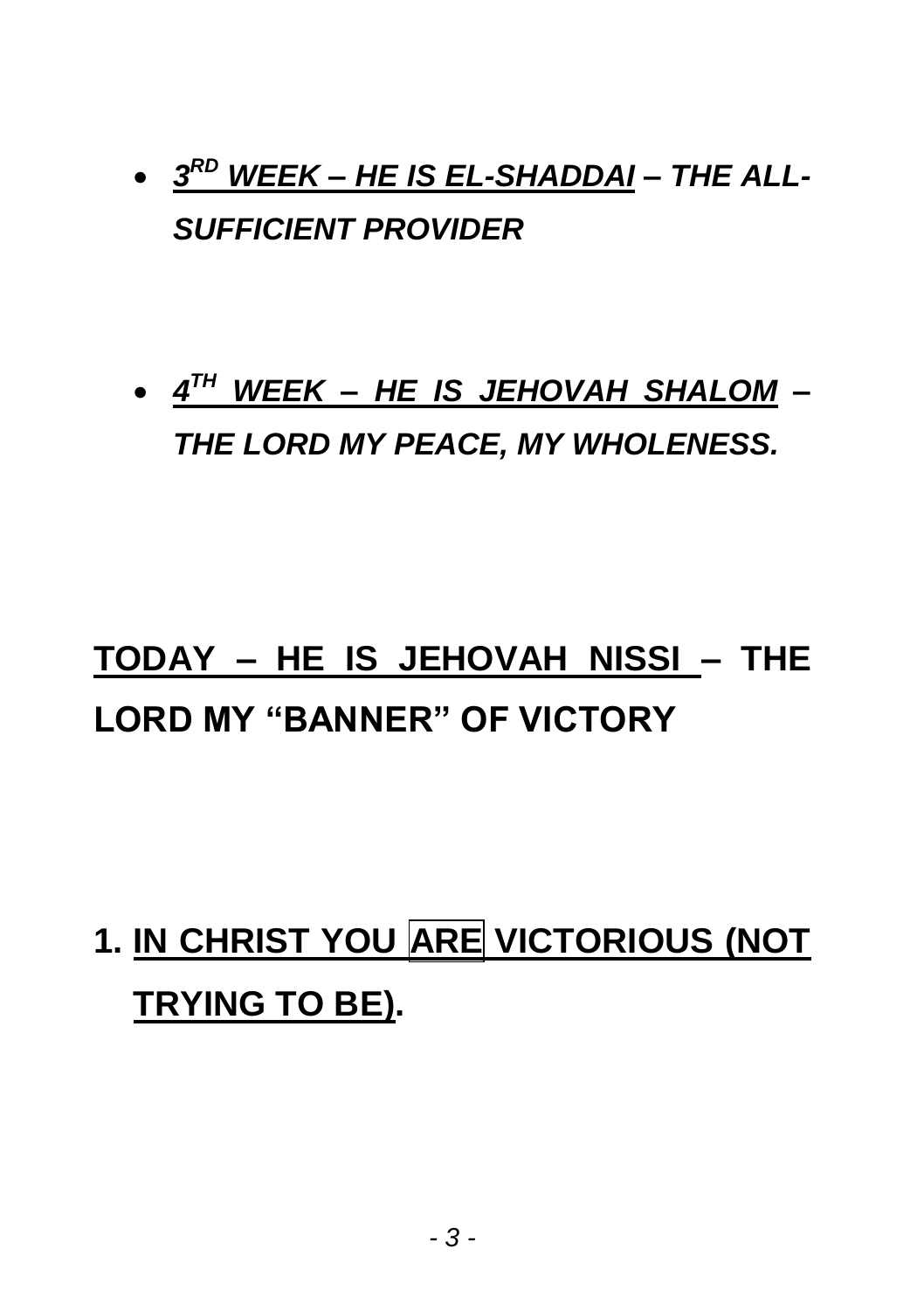- ***3[RD] WEEK – HE IS EL-SHADDAI – THE ALL-SUFFICIENT PROVIDER***

- ***4[TH] WEEK – HE IS JEHOVAH SHALOM – THE LORD MY PEACE, MY WHOLENESS.***

## TODAY – HE IS JEHOVAH NISSI – THE LORD MY "BANNER" OF VICTORY

## 1. IN CHRIST YOU ARE VICTORIOUS (NOT TRYING TO BE).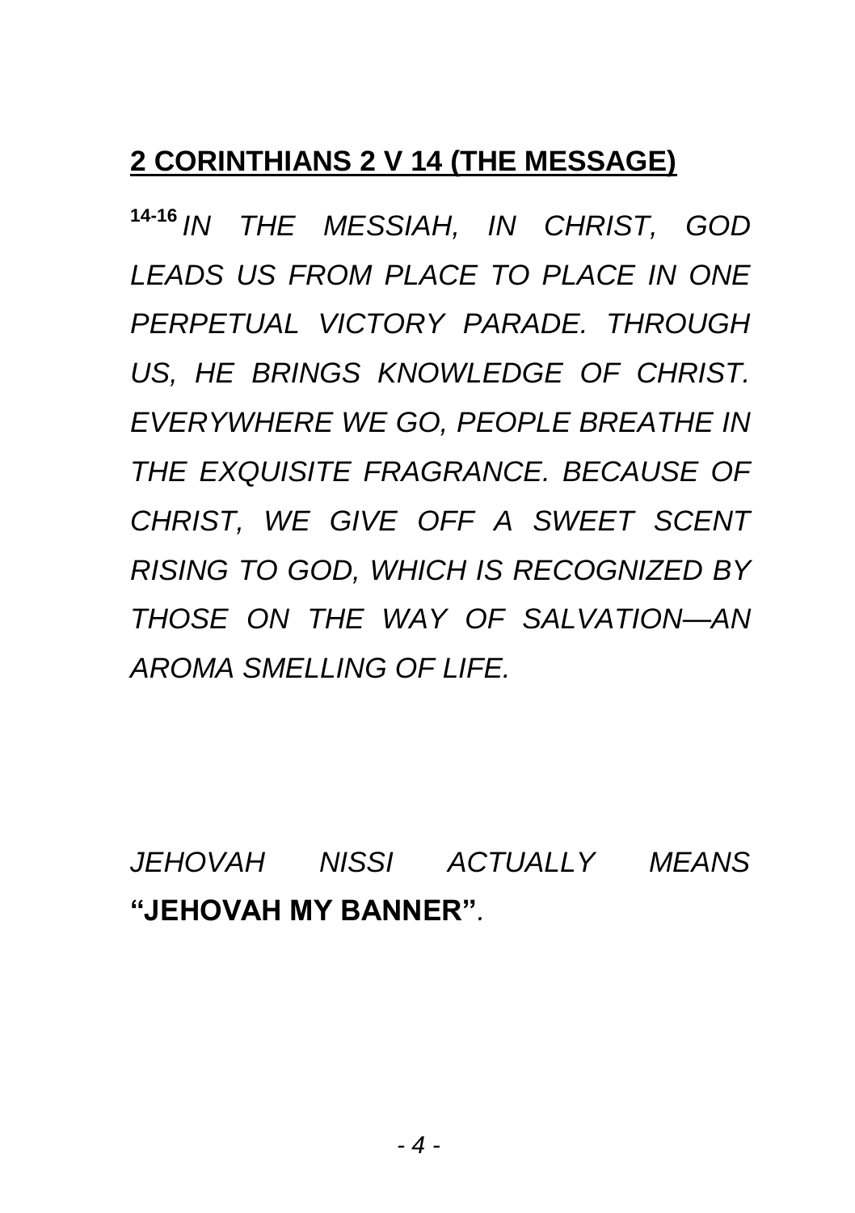## 2 CORINTHIANS 2 V 14 (THE MESSAGE)

[14-16] *IN THE MESSIAH, IN CHRIST, GOD LEADS US FROM PLACE TO PLACE IN ONE PERPETUAL VICTORY PARADE. THROUGH US, HE BRINGS KNOWLEDGE OF CHRIST. EVERYWHERE WE GO, PEOPLE BREATHE IN THE EXQUISITE FRAGRANCE. BECAUSE OF CHRIST, WE GIVE OFF A SWEET SCENT RISING TO GOD, WHICH IS RECOGNIZED BY THOSE ON THE WAY OF SALVATION—AN AROMA SMELLING OF LIFE.*

*JEHOVAH NISSI ACTUALLY MEANS* **"JEHOVAH MY BANNER"***.*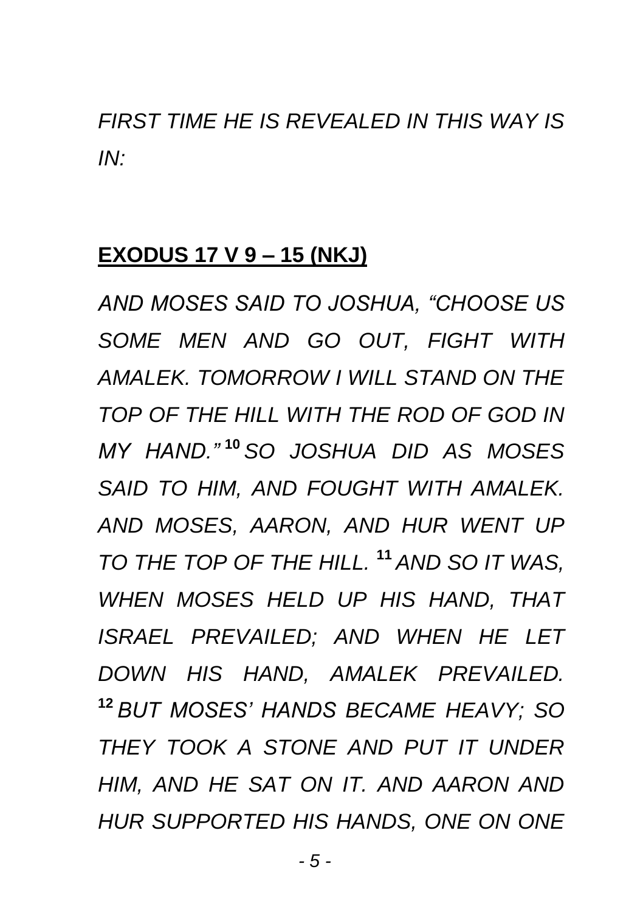*FIRST TIME HE IS REVEALED IN THIS WAY IS IN:*

**EXODUS 17 V 9 – 15 (NKJ)**

*AND MOSES SAID TO JOSHUA, "CHOOSE US SOME MEN AND GO OUT, FIGHT WITH AMALEK. TOMORROW I WILL STAND ON THE TOP OF THE HILL WITH THE ROD OF GOD IN MY HAND."* **10** *SO JOSHUA DID AS MOSES SAID TO HIM, AND FOUGHT WITH AMALEK. AND MOSES, AARON, AND HUR WENT UP TO THE TOP OF THE HILL.* **11** *AND SO IT WAS, WHEN MOSES HELD UP HIS HAND, THAT ISRAEL PREVAILED; AND WHEN HE LET DOWN HIS HAND, AMALEK PREVAILED.* **12** *BUT MOSES' HANDS BECAME HEAVY; SO THEY TOOK A STONE AND PUT IT UNDER HIM, AND HE SAT ON IT. AND AARON AND HUR SUPPORTED HIS HANDS, ONE ON ONE*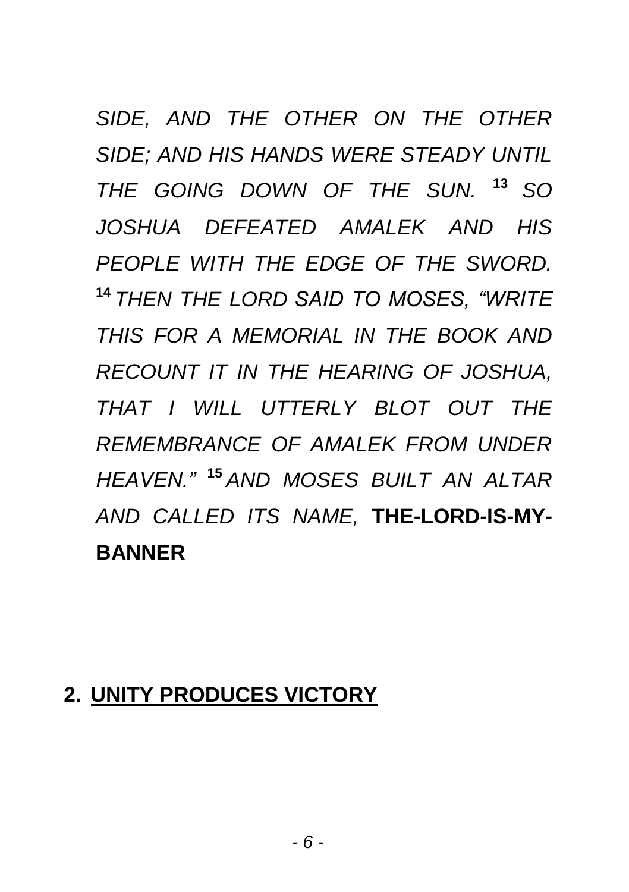*SIDE, AND THE OTHER ON THE OTHER SIDE; AND HIS HANDS WERE STEADY UNTIL THE GOING DOWN OF THE SUN.* [13] *SO JOSHUA DEFEATED AMALEK AND HIS PEOPLE WITH THE EDGE OF THE SWORD.* [14] *THEN THE LORD SAID TO MOSES, "WRITE THIS FOR A MEMORIAL IN THE BOOK AND RECOUNT IT IN THE HEARING OF JOSHUA, THAT I WILL UTTERLY BLOT OUT THE REMEMBRANCE OF AMALEK FROM UNDER HEAVEN."* [15] *AND MOSES BUILT AN ALTAR AND CALLED ITS NAME,* **THE-LORD-IS-MY-BANNER**

## 2. UNITY PRODUCES VICTORY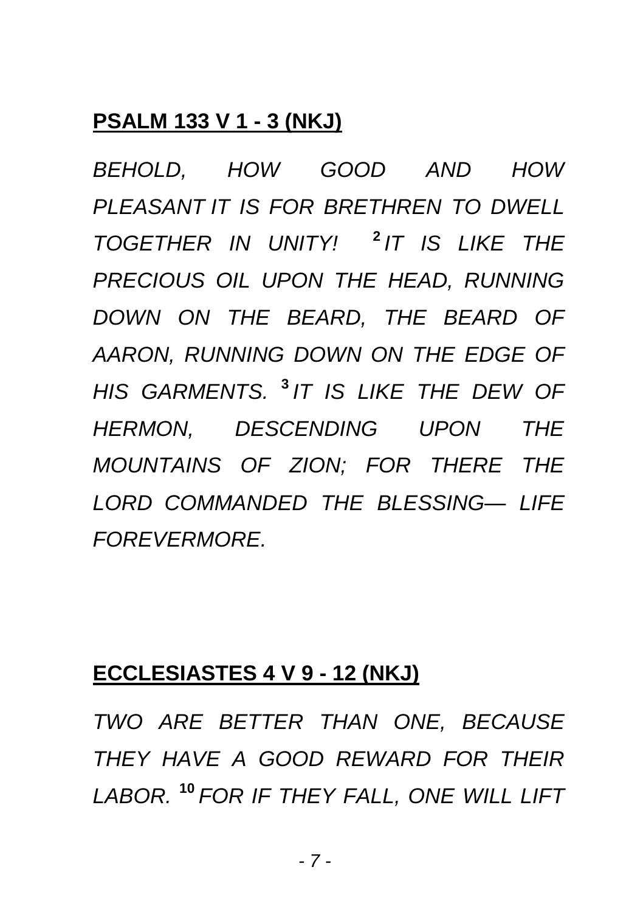**<u>PSALM 133 V 1 - 3 (NKJ)</u>**

*BEHOLD, HOW GOOD AND HOW PLEASANT IT IS FOR BRETHREN TO DWELL TOGETHER IN UNITY! [2] IT IS LIKE THE PRECIOUS OIL UPON THE HEAD, RUNNING DOWN ON THE BEARD, THE BEARD OF AARON, RUNNING DOWN ON THE EDGE OF HIS GARMENTS. [3] IT IS LIKE THE DEW OF HERMON, DESCENDING UPON THE MOUNTAINS OF ZION; FOR THERE THE LORD COMMANDED THE BLESSING— LIFE FOREVERMORE.*

**<u>ECCLESIASTES 4 V 9 - 12 (NKJ)</u>**

*TWO ARE BETTER THAN ONE, BECAUSE THEY HAVE A GOOD REWARD FOR THEIR LABOR. [10] FOR IF THEY FALL, ONE WILL LIFT*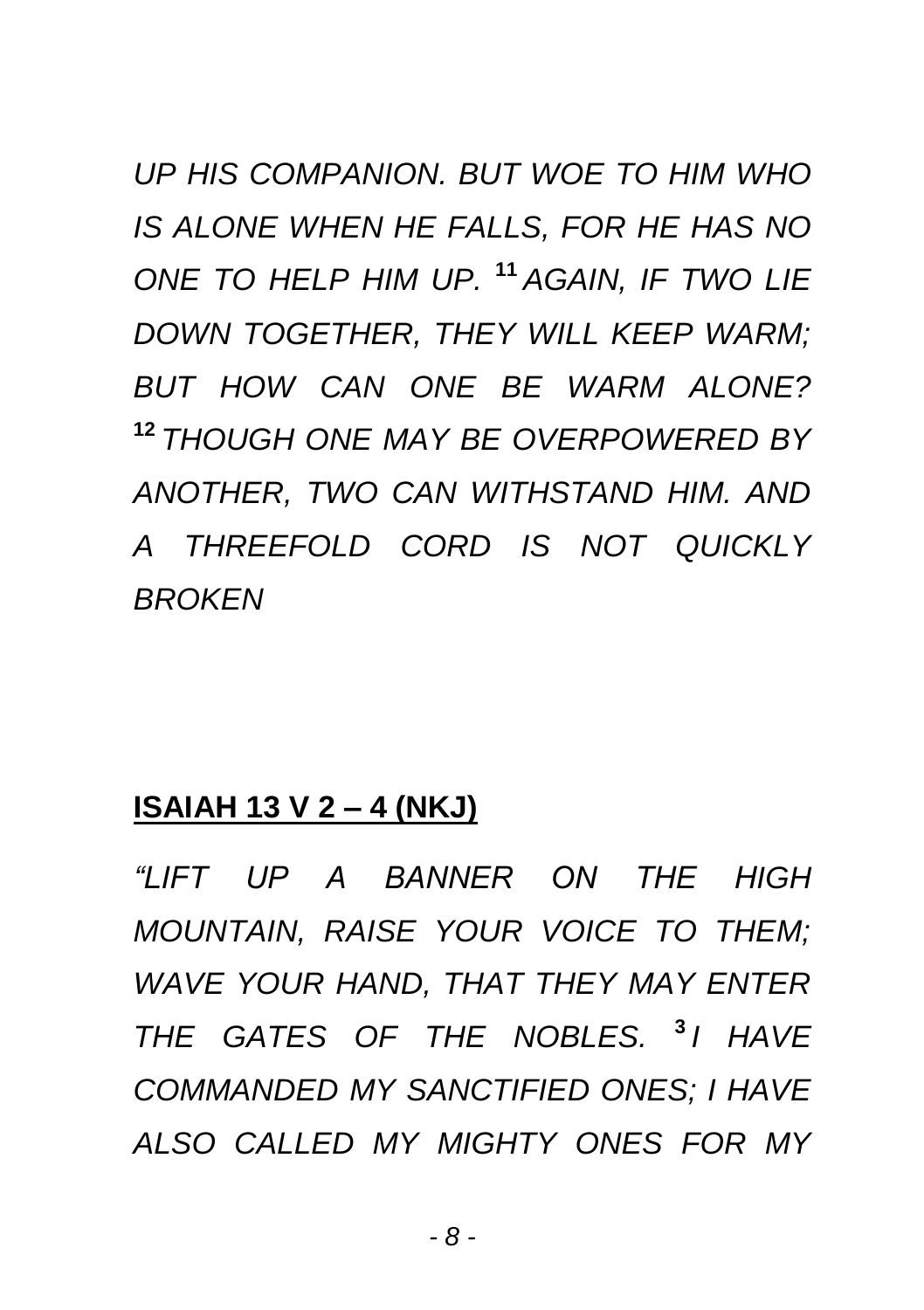*UP HIS COMPANION. BUT WOE TO HIM WHO IS ALONE WHEN HE FALLS, FOR HE HAS NO ONE TO HELP HIM UP.* **11** *AGAIN, IF TWO LIE DOWN TOGETHER, THEY WILL KEEP WARM; BUT HOW CAN ONE BE WARM ALONE?* **12** *THOUGH ONE MAY BE OVERPOWERED BY ANOTHER, TWO CAN WITHSTAND HIM. AND A THREEFOLD CORD IS NOT QUICKLY BROKEN*

**ISAIAH 13 V 2 – 4 (NKJ)**

*"LIFT UP A BANNER ON THE HIGH MOUNTAIN, RAISE YOUR VOICE TO THEM; WAVE YOUR HAND, THAT THEY MAY ENTER THE GATES OF THE NOBLES.* **3** *I HAVE COMMANDED MY SANCTIFIED ONES; I HAVE ALSO CALLED MY MIGHTY ONES FOR MY*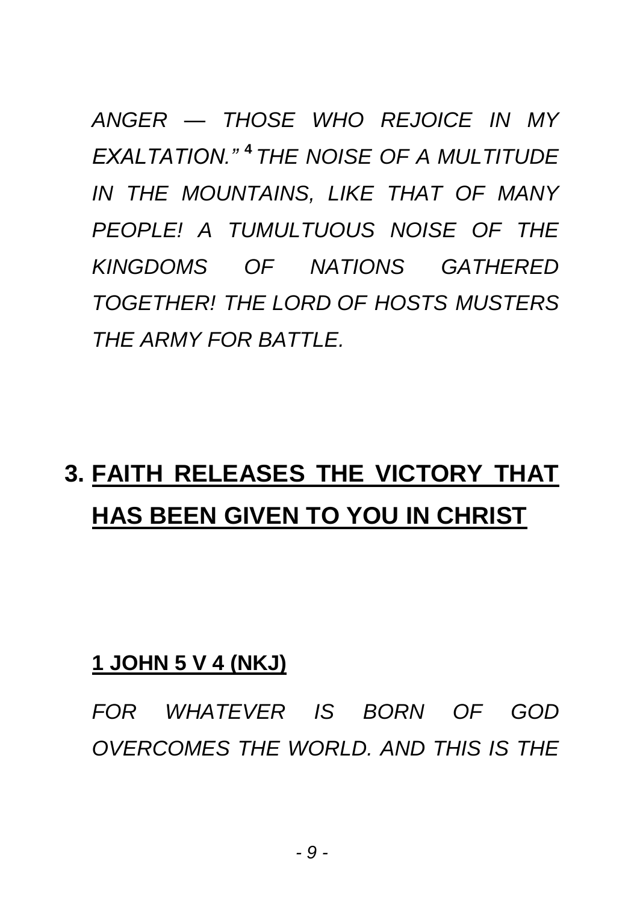*ANGER — THOSE WHO REJOICE IN MY EXALTATION."* [4] *THE NOISE OF A MULTITUDE IN THE MOUNTAINS, LIKE THAT OF MANY PEOPLE! A TUMULTUOUS NOISE OF THE KINGDOMS OF NATIONS GATHERED TOGETHER! THE LORD OF HOSTS MUSTERS THE ARMY FOR BATTLE.*

## 3. FAITH RELEASES THE VICTORY THAT HAS BEEN GIVEN TO YOU IN CHRIST

**1 JOHN 5 V 4 (NKJ)**

*FOR WHATEVER IS BORN OF GOD OVERCOMES THE WORLD. AND THIS IS THE*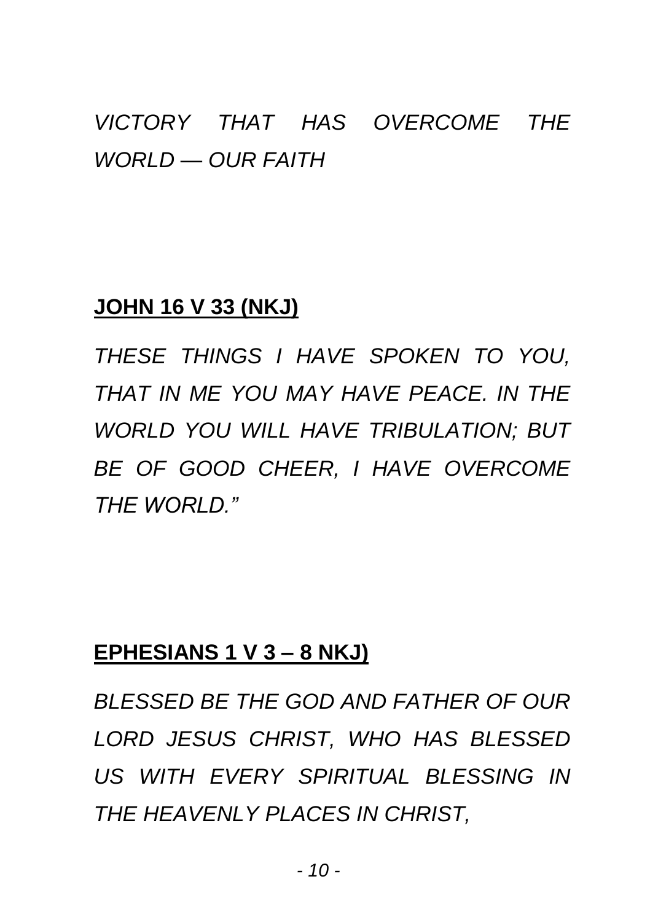*VICTORY THAT HAS OVERCOME THE WORLD — OUR FAITH*

**<u>JOHN 16 V 33 (NKJ)</u>**

*THESE THINGS I HAVE SPOKEN TO YOU, THAT IN ME YOU MAY HAVE PEACE. IN THE WORLD YOU WILL HAVE TRIBULATION; BUT BE OF GOOD CHEER, I HAVE OVERCOME THE WORLD."*

**<u>EPHESIANS 1 V 3 – 8 NKJ)</u>**

*BLESSED BE THE GOD AND FATHER OF OUR LORD JESUS CHRIST, WHO HAS BLESSED US WITH EVERY SPIRITUAL BLESSING IN THE HEAVENLY PLACES IN CHRIST,*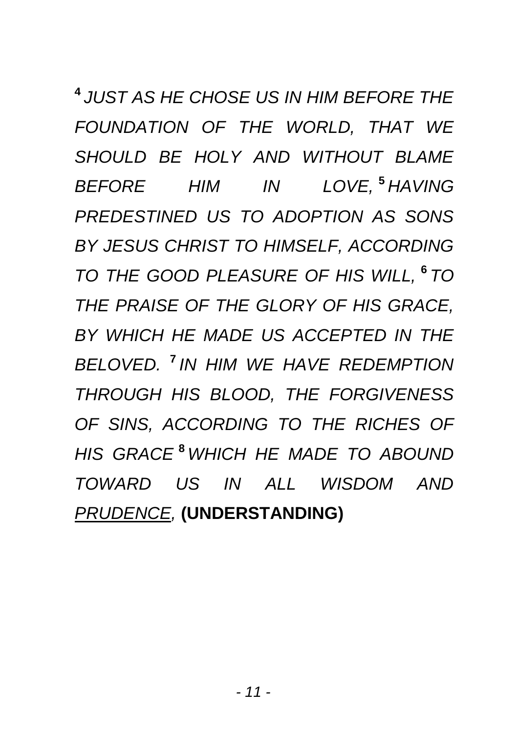[4] *JUST AS HE CHOSE US IN HIM BEFORE THE FOUNDATION OF THE WORLD, THAT WE SHOULD BE HOLY AND WITHOUT BLAME BEFORE HIM IN LOVE,* [5] *HAVING PREDESTINED US TO ADOPTION AS SONS BY JESUS CHRIST TO HIMSELF, ACCORDING TO THE GOOD PLEASURE OF HIS WILL,* [6] *TO THE PRAISE OF THE GLORY OF HIS GRACE, BY WHICH HE MADE US ACCEPTED IN THE BELOVED.* [7] *IN HIM WE HAVE REDEMPTION THROUGH HIS BLOOD, THE FORGIVENESS OF SINS, ACCORDING TO THE RICHES OF HIS GRACE* [8] *WHICH HE MADE TO ABOUND TOWARD US IN ALL WISDOM AND <u>PRUDENCE</u>,* **(UNDERSTANDING)**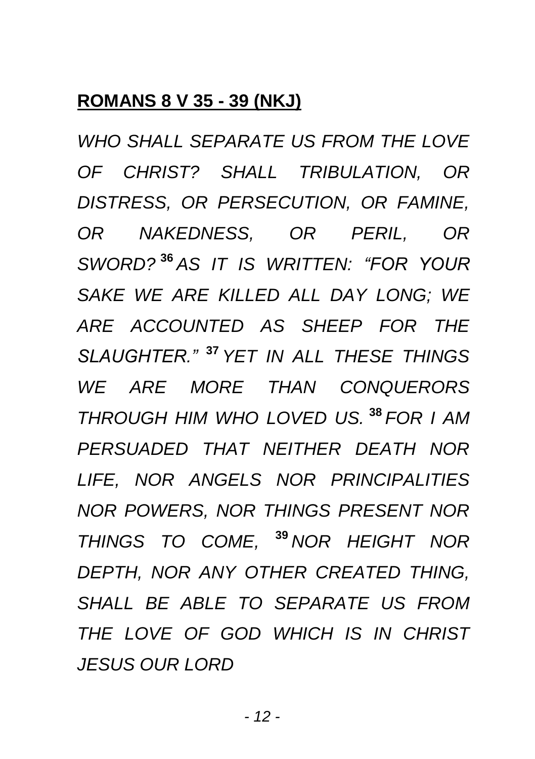**<u>ROMANS 8 V 35 - 39 (NKJ)</u>**

*WHO SHALL SEPARATE US FROM THE LOVE OF CHRIST? SHALL TRIBULATION, OR DISTRESS, OR PERSECUTION, OR FAMINE, OR NAKEDNESS, OR PERIL, OR SWORD?* **[36]** *AS IT IS WRITTEN: "FOR YOUR SAKE WE ARE KILLED ALL DAY LONG; WE ARE ACCOUNTED AS SHEEP FOR THE SLAUGHTER."* **[37]** *YET IN ALL THESE THINGS WE ARE MORE THAN CONQUERORS THROUGH HIM WHO LOVED US.* **[38]** *FOR I AM PERSUADED THAT NEITHER DEATH NOR LIFE, NOR ANGELS NOR PRINCIPALITIES NOR POWERS, NOR THINGS PRESENT NOR THINGS TO COME,* **[39]** *NOR HEIGHT NOR DEPTH, NOR ANY OTHER CREATED THING, SHALL BE ABLE TO SEPARATE US FROM THE LOVE OF GOD WHICH IS IN CHRIST JESUS OUR LORD*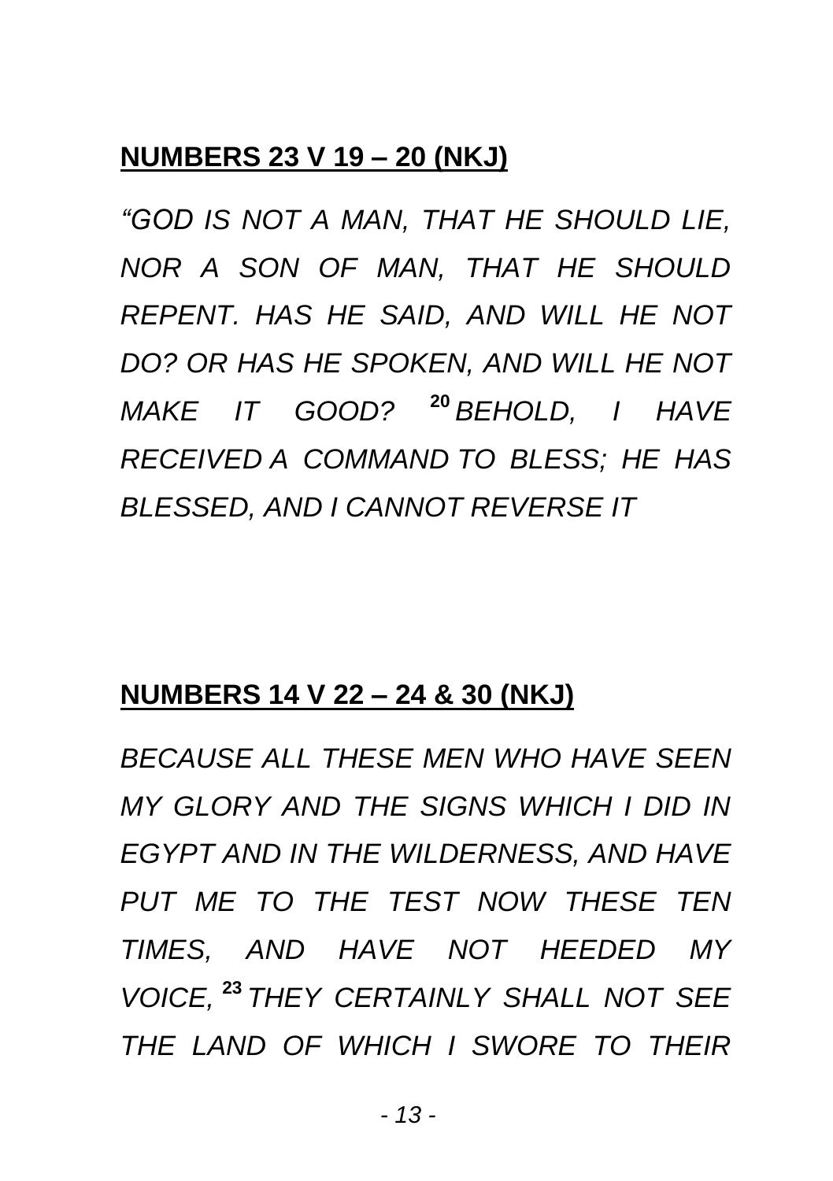## NUMBERS 23 V 19 – 20 (NKJ)

*"GOD IS NOT A MAN, THAT HE SHOULD LIE, NOR A SON OF MAN, THAT HE SHOULD REPENT. HAS HE SAID, AND WILL HE NOT DO? OR HAS HE SPOKEN, AND WILL HE NOT MAKE IT GOOD? [20] BEHOLD, I HAVE RECEIVED A COMMAND TO BLESS; HE HAS BLESSED, AND I CANNOT REVERSE IT*

## NUMBERS 14 V 22 – 24 & 30 (NKJ)

*BECAUSE ALL THESE MEN WHO HAVE SEEN MY GLORY AND THE SIGNS WHICH I DID IN EGYPT AND IN THE WILDERNESS, AND HAVE PUT ME TO THE TEST NOW THESE TEN TIMES, AND HAVE NOT HEEDED MY VOICE, [23] THEY CERTAINLY SHALL NOT SEE THE LAND OF WHICH I SWORE TO THEIR*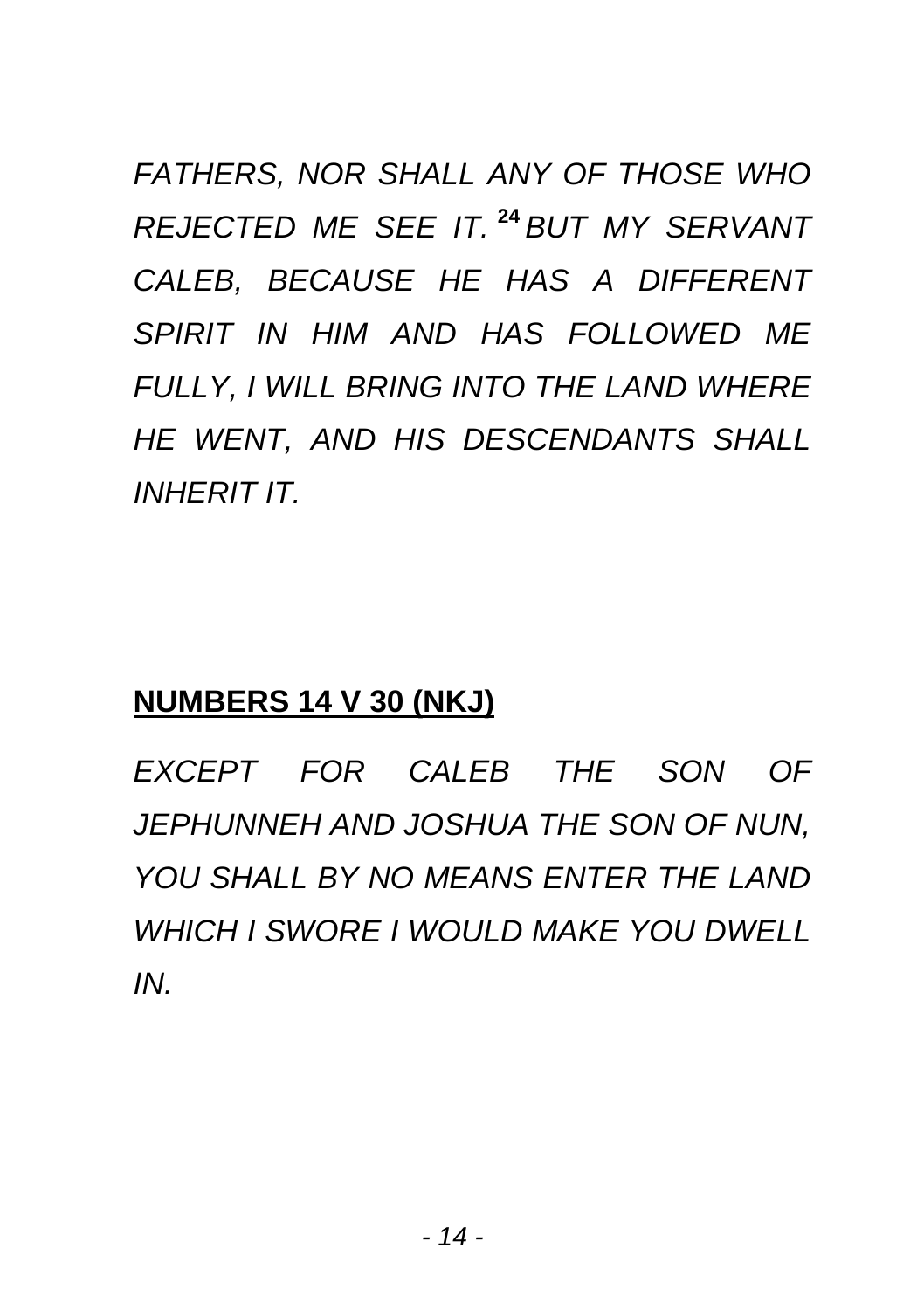*FATHERS, NOR SHALL ANY OF THOSE WHO REJECTED ME SEE IT.* **24** *BUT MY SERVANT CALEB, BECAUSE HE HAS A DIFFERENT SPIRIT IN HIM AND HAS FOLLOWED ME FULLY, I WILL BRING INTO THE LAND WHERE HE WENT, AND HIS DESCENDANTS SHALL INHERIT IT.*

**NUMBERS 14 V 30 (NKJ)**

*EXCEPT FOR CALEB THE SON OF JEPHUNNEH AND JOSHUA THE SON OF NUN, YOU SHALL BY NO MEANS ENTER THE LAND WHICH I SWORE I WOULD MAKE YOU DWELL IN.*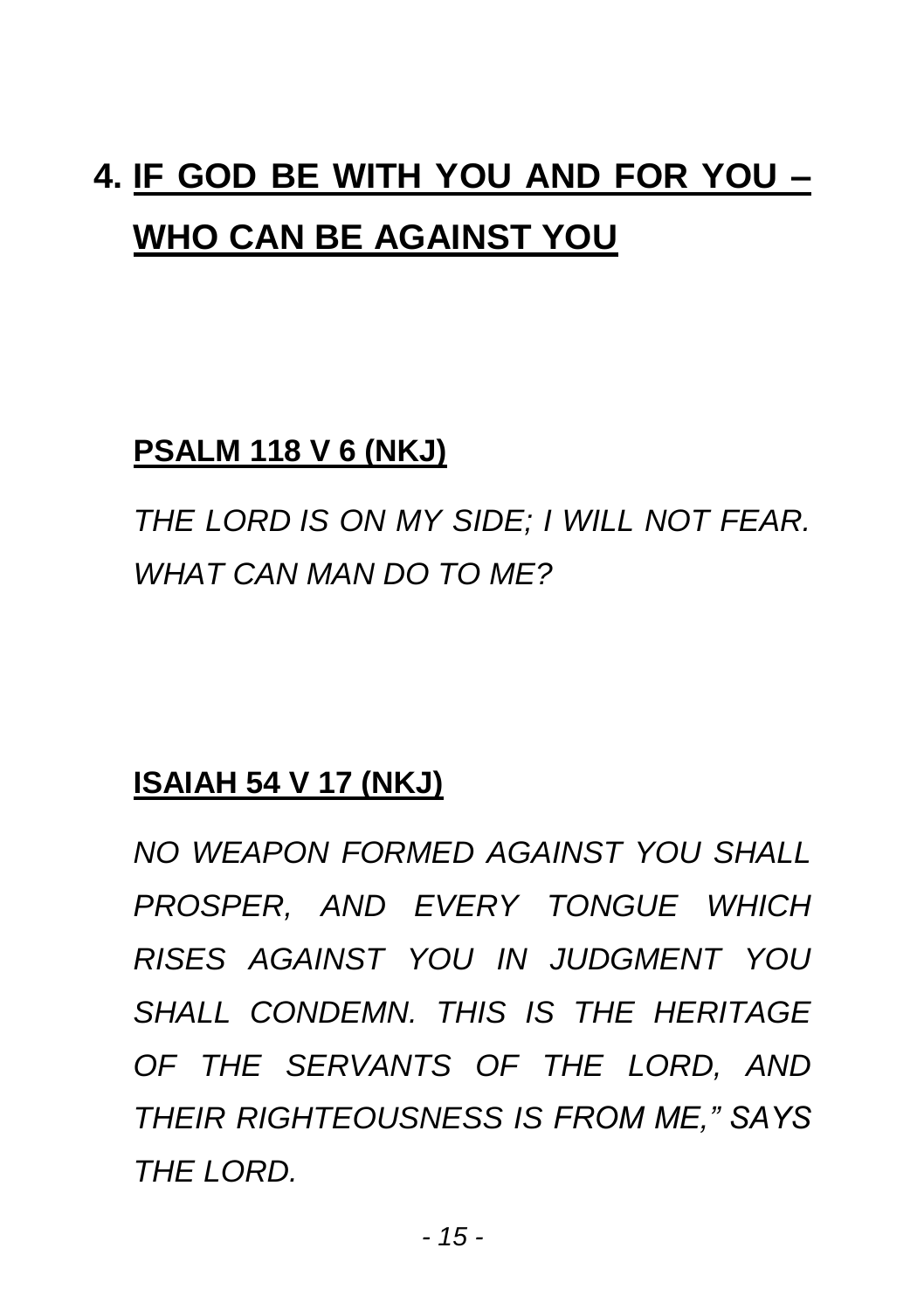## 4. IF GOD BE WITH YOU AND FOR YOU – WHO CAN BE AGAINST YOU

**PSALM 118 V 6 (NKJ)**

*THE LORD IS ON MY SIDE; I WILL NOT FEAR. WHAT CAN MAN DO TO ME?*

**ISAIAH 54 V 17 (NKJ)**

*NO WEAPON FORMED AGAINST YOU SHALL PROSPER, AND EVERY TONGUE WHICH RISES AGAINST YOU IN JUDGMENT YOU SHALL CONDEMN. THIS IS THE HERITAGE OF THE SERVANTS OF THE LORD, AND THEIR RIGHTEOUSNESS IS FROM ME," SAYS THE LORD.*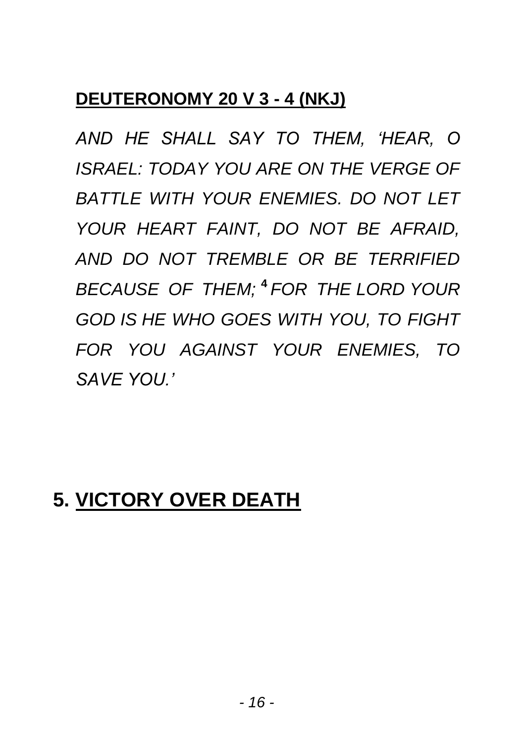**DEUTERONOMY 20 V 3 - 4 (NKJ)**

*AND HE SHALL SAY TO THEM, 'HEAR, O ISRAEL: TODAY YOU ARE ON THE VERGE OF BATTLE WITH YOUR ENEMIES. DO NOT LET YOUR HEART FAINT, DO NOT BE AFRAID, AND DO NOT TREMBLE OR BE TERRIFIED BECAUSE OF THEM;* **4** *FOR THE LORD YOUR GOD IS HE WHO GOES WITH YOU, TO FIGHT FOR YOU AGAINST YOUR ENEMIES, TO SAVE YOU.'*

## 5. VICTORY OVER DEATH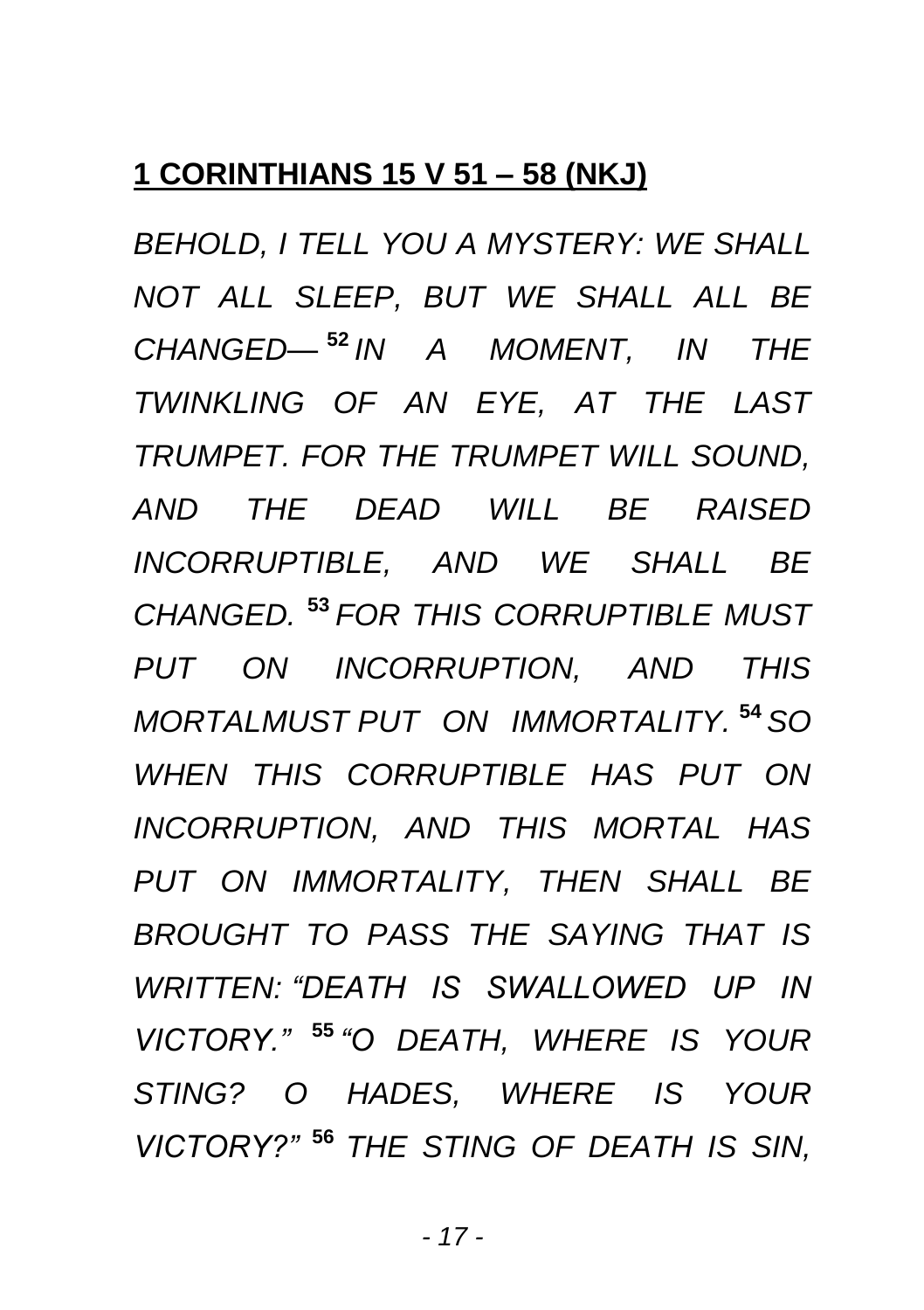**1 CORINTHIANS 15 V 51 – 58 (NKJ)**

*BEHOLD, I TELL YOU A MYSTERY: WE SHALL NOT ALL SLEEP, BUT WE SHALL ALL BE CHANGED— **52** IN A MOMENT, IN THE TWINKLING OF AN EYE, AT THE LAST TRUMPET. FOR THE TRUMPET WILL SOUND, AND THE DEAD WILL BE RAISED INCORRUPTIBLE, AND WE SHALL BE CHANGED. **53** FOR THIS CORRUPTIBLE MUST PUT ON INCORRUPTION, AND THIS MORTALMUST PUT ON IMMORTALITY. **54** SO WHEN THIS CORRUPTIBLE HAS PUT ON INCORRUPTION, AND THIS MORTAL HAS PUT ON IMMORTALITY, THEN SHALL BE BROUGHT TO PASS THE SAYING THAT IS WRITTEN: "DEATH IS SWALLOWED UP IN VICTORY." **55** "O DEATH, WHERE IS YOUR STING? O HADES, WHERE IS YOUR VICTORY?" **56** THE STING OF DEATH IS SIN,*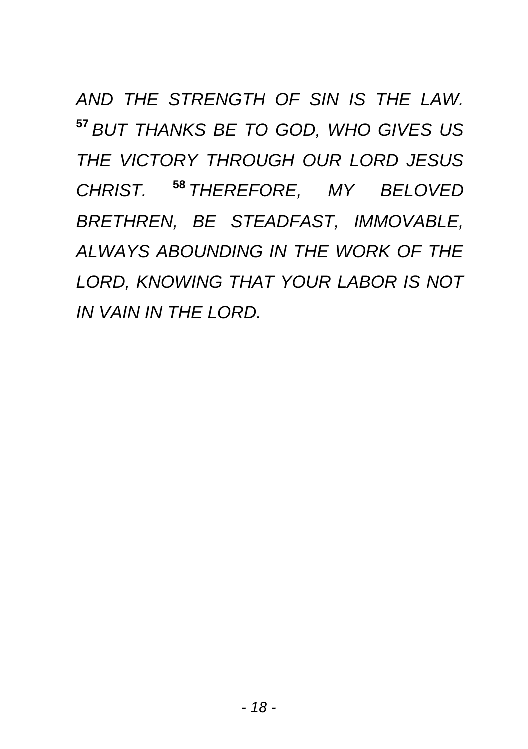*AND THE STRENGTH OF SIN IS THE LAW. [57] BUT THANKS BE TO GOD, WHO GIVES US THE VICTORY THROUGH OUR LORD JESUS CHRIST. [58] THEREFORE, MY BELOVED BRETHREN, BE STEADFAST, IMMOVABLE, ALWAYS ABOUNDING IN THE WORK OF THE LORD, KNOWING THAT YOUR LABOR IS NOT IN VAIN IN THE LORD.*